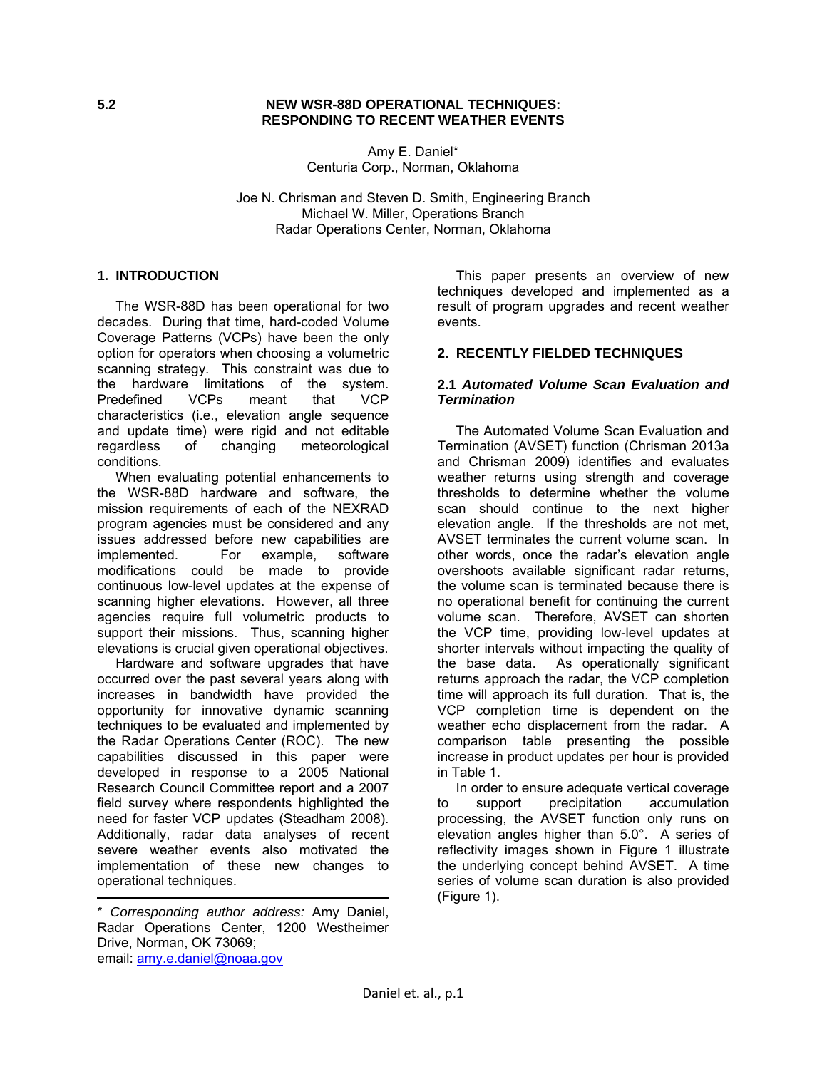5.2

# NEW WSR-88D OPERATIONAL TECHNIQUES: RESPONDING TO RECENT WEATHER EVENTS

Amy E. Daniel*
Centuria Corp., Norman, Oklahoma

Joe N. Chrisman and Steven D. Smith, Engineering Branch
Michael W. Miller, Operations Branch
Radar Operations Center, Norman, Oklahoma

## 1. INTRODUCTION

The WSR-88D has been operational for two decades. During that time, hard-coded Volume Coverage Patterns (VCPs) have been the only option for operators when choosing a volumetric scanning strategy. This constraint was due to the hardware limitations of the system. Predefined VCPs meant that VCP characteristics (i.e., elevation angle sequence and update time) were rigid and not editable regardless of changing meteorological conditions.

When evaluating potential enhancements to the WSR-88D hardware and software, the mission requirements of each of the NEXRAD program agencies must be considered and any issues addressed before new capabilities are implemented. For example, software modifications could be made to provide continuous low-level updates at the expense of scanning higher elevations. However, all three agencies require full volumetric products to support their missions. Thus, scanning higher elevations is crucial given operational objectives.

Hardware and software upgrades that have occurred over the past several years along with increases in bandwidth have provided the opportunity for innovative dynamic scanning techniques to be evaluated and implemented by the Radar Operations Center (ROC). The new capabilities discussed in this paper were developed in response to a 2005 National Research Council Committee report and a 2007 field survey where respondents highlighted the need for faster VCP updates (Steadham 2008). Additionally, radar data analyses of recent severe weather events also motivated the implementation of these new changes to operational techniques.

---

* *Corresponding author address:* Amy Daniel, Radar Operations Center, 1200 Westheimer Drive, Norman, OK 73069;
email: amy.e.daniel@noaa.gov

This paper presents an overview of new techniques developed and implemented as a result of program upgrades and recent weather events.

## 2. RECENTLY FIELDED TECHNIQUES

### 2.1 *Automated Volume Scan Evaluation and Termination*

The Automated Volume Scan Evaluation and Termination (AVSET) function (Chrisman 2013a and Chrisman 2009) identifies and evaluates weather returns using strength and coverage thresholds to determine whether the volume scan should continue to the next higher elevation angle. If the thresholds are not met, AVSET terminates the current volume scan. In other words, once the radar's elevation angle overshoots available significant radar returns, the volume scan is terminated because there is no operational benefit for continuing the current volume scan. Therefore, AVSET can shorten the VCP time, providing low-level updates at shorter intervals without impacting the quality of the base data. As operationally significant returns approach the radar, the VCP completion time will approach its full duration. That is, the VCP completion time is dependent on the weather echo displacement from the radar. A comparison table presenting the possible increase in product updates per hour is provided in Table 1.

In order to ensure adequate vertical coverage to support precipitation accumulation processing, the AVSET function only runs on elevation angles higher than 5.0°. A series of reflectivity images shown in Figure 1 illustrate the underlying concept behind AVSET. A time series of volume scan duration is also provided (Figure 1).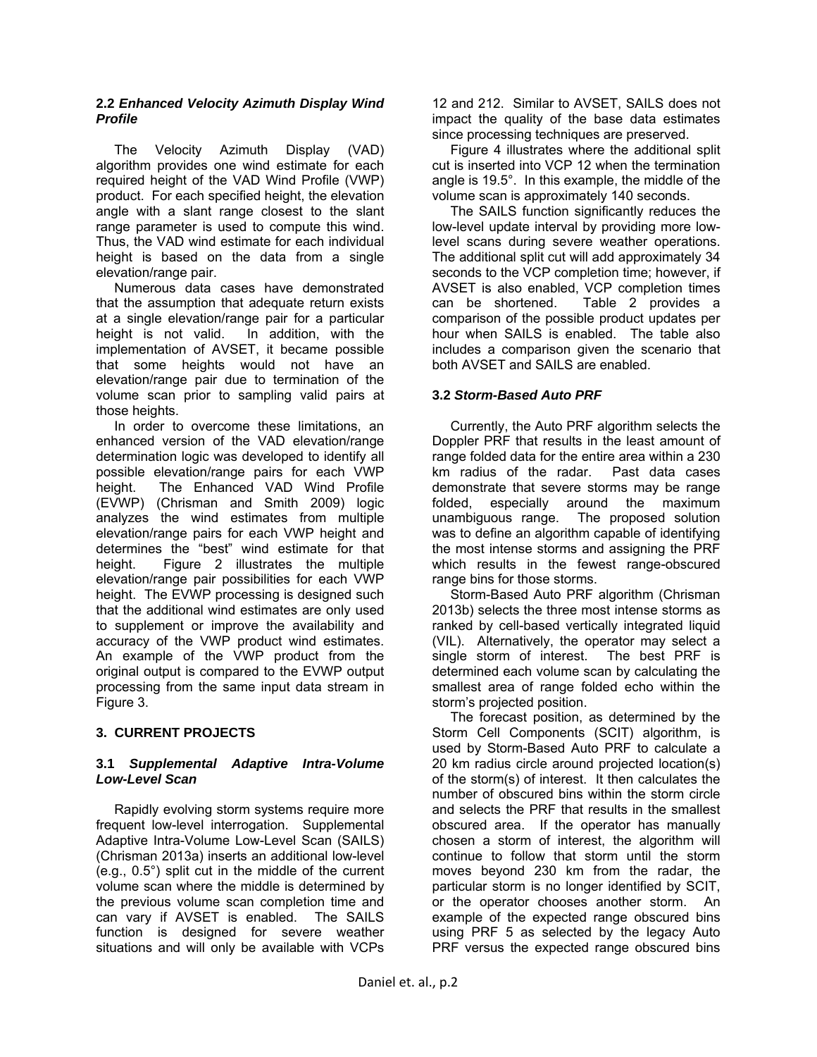### 2.2 *Enhanced Velocity Azimuth Display Wind Profile*

The Velocity Azimuth Display (VAD) algorithm provides one wind estimate for each required height of the VAD Wind Profile (VWP) product. For each specified height, the elevation angle with a slant range closest to the slant range parameter is used to compute this wind. Thus, the VAD wind estimate for each individual height is based on the data from a single elevation/range pair.

Numerous data cases have demonstrated that the assumption that adequate return exists at a single elevation/range pair for a particular height is not valid. In addition, with the implementation of AVSET, it became possible that some heights would not have an elevation/range pair due to termination of the volume scan prior to sampling valid pairs at those heights.

In order to overcome these limitations, an enhanced version of the VAD elevation/range determination logic was developed to identify all possible elevation/range pairs for each VWP height. The Enhanced VAD Wind Profile (EVWP) (Chrisman and Smith 2009) logic analyzes the wind estimates from multiple elevation/range pairs for each VWP height and determines the "best" wind estimate for that height. Figure 2 illustrates the multiple elevation/range pair possibilities for each VWP height. The EVWP processing is designed such that the additional wind estimates are only used to supplement or improve the availability and accuracy of the VWP product wind estimates. An example of the VWP product from the original output is compared to the EVWP output processing from the same input data stream in Figure 3.

## 3. CURRENT PROJECTS

### 3.1 *Supplemental Adaptive Intra-Volume Low-Level Scan*

Rapidly evolving storm systems require more frequent low-level interrogation. Supplemental Adaptive Intra-Volume Low-Level Scan (SAILS) (Chrisman 2013a) inserts an additional low-level (e.g., 0.5°) split cut in the middle of the current volume scan where the middle is determined by the previous volume scan completion time and can vary if AVSET is enabled. The SAILS function is designed for severe weather situations and will only be available with VCPs 12 and 212. Similar to AVSET, SAILS does not impact the quality of the base data estimates since processing techniques are preserved.

Figure 4 illustrates where the additional split cut is inserted into VCP 12 when the termination angle is 19.5°. In this example, the middle of the volume scan is approximately 140 seconds.

The SAILS function significantly reduces the low-level update interval by providing more low-level scans during severe weather operations. The additional split cut will add approximately 34 seconds to the VCP completion time; however, if AVSET is also enabled, VCP completion times can be shortened. Table 2 provides a comparison of the possible product updates per hour when SAILS is enabled. The table also includes a comparison given the scenario that both AVSET and SAILS are enabled.

### 3.2 *Storm-Based Auto PRF*

Currently, the Auto PRF algorithm selects the Doppler PRF that results in the least amount of range folded data for the entire area within a 230 km radius of the radar. Past data cases demonstrate that severe storms may be range folded, especially around the maximum unambiguous range. The proposed solution was to define an algorithm capable of identifying the most intense storms and assigning the PRF which results in the fewest range-obscured range bins for those storms.

Storm-Based Auto PRF algorithm (Chrisman 2013b) selects the three most intense storms as ranked by cell-based vertically integrated liquid (VIL). Alternatively, the operator may select a single storm of interest. The best PRF is determined each volume scan by calculating the smallest area of range folded echo within the storm's projected position.

The forecast position, as determined by the Storm Cell Components (SCIT) algorithm, is used by Storm-Based Auto PRF to calculate a 20 km radius circle around projected location(s) of the storm(s) of interest. It then calculates the number of obscured bins within the storm circle and selects the PRF that results in the smallest obscured area. If the operator has manually chosen a storm of interest, the algorithm will continue to follow that storm until the storm moves beyond 230 km from the radar, the particular storm is no longer identified by SCIT, or the operator chooses another storm. An example of the expected range obscured bins using PRF 5 as selected by the legacy Auto PRF versus the expected range obscured bins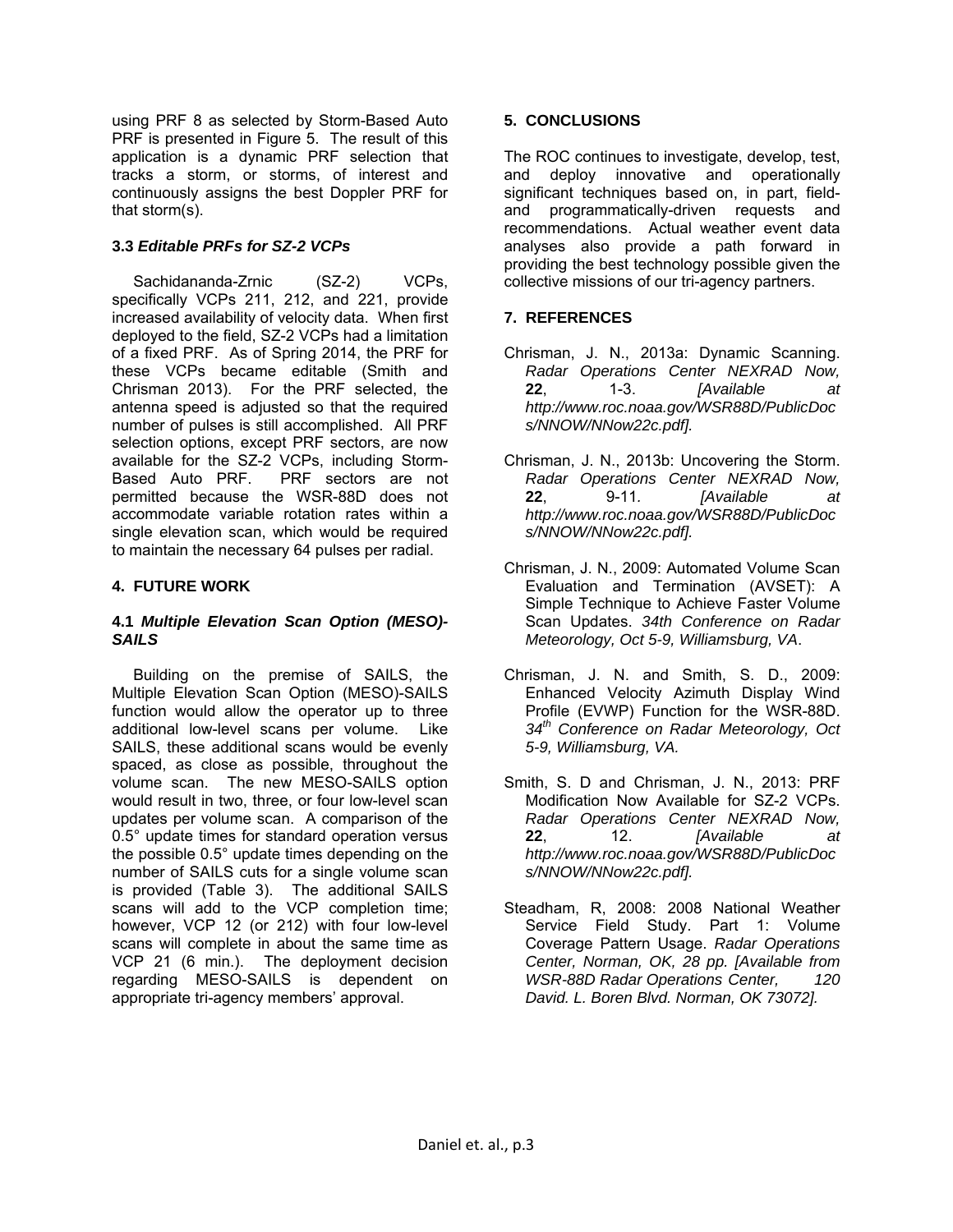using PRF 8 as selected by Storm-Based Auto PRF is presented in Figure 5. The result of this application is a dynamic PRF selection that tracks a storm, or storms, of interest and continuously assigns the best Doppler PRF for that storm(s).

### 3.3 *Editable PRFs for SZ-2 VCPs*

Sachidananda-Zrnic (SZ-2) VCPs, specifically VCPs 211, 212, and 221, provide increased availability of velocity data. When first deployed to the field, SZ-2 VCPs had a limitation of a fixed PRF. As of Spring 2014, the PRF for these VCPs became editable (Smith and Chrisman 2013). For the PRF selected, the antenna speed is adjusted so that the required number of pulses is still accomplished. All PRF selection options, except PRF sectors, are now available for the SZ-2 VCPs, including Storm-Based Auto PRF. PRF sectors are not permitted because the WSR-88D does not accommodate variable rotation rates within a single elevation scan, which would be required to maintain the necessary 64 pulses per radial.

## 4. FUTURE WORK

### 4.1 *Multiple Elevation Scan Option (MESO)-SAILS*

Building on the premise of SAILS, the Multiple Elevation Scan Option (MESO)-SAILS function would allow the operator up to three additional low-level scans per volume. Like SAILS, these additional scans would be evenly spaced, as close as possible, throughout the volume scan. The new MESO-SAILS option would result in two, three, or four low-level scan updates per volume scan. A comparison of the 0.5° update times for standard operation versus the possible 0.5° update times depending on the number of SAILS cuts for a single volume scan is provided (Table 3). The additional SAILS scans will add to the VCP completion time; however, VCP 12 (or 212) with four low-level scans will complete in about the same time as VCP 21 (6 min.). The deployment decision regarding MESO-SAILS is dependent on appropriate tri-agency members' approval.

## 5. CONCLUSIONS

The ROC continues to investigate, develop, test, and deploy innovative and operationally significant techniques based on, in part, field- and programmatically-driven requests and recommendations. Actual weather event data analyses also provide a path forward in providing the best technology possible given the collective missions of our tri-agency partners.

## 7. REFERENCES

Chrisman, J. N., 2013a: Dynamic Scanning. *Radar Operations Center NEXRAD Now,* **22**, 1-3. *[Available at http://www.roc.noaa.gov/WSR88D/PublicDocs/NNOW/NNow22c.pdf].*

Chrisman, J. N., 2013b: Uncovering the Storm. *Radar Operations Center NEXRAD Now,* **22**, 9-11. *[Available at http://www.roc.noaa.gov/WSR88D/PublicDocs/NNOW/NNow22c.pdf].*

Chrisman, J. N., 2009: Automated Volume Scan Evaluation and Termination (AVSET): A Simple Technique to Achieve Faster Volume Scan Updates. *34th Conference on Radar Meteorology, Oct 5-9, Williamsburg, VA*.

Chrisman, J. N. and Smith, S. D., 2009: Enhanced Velocity Azimuth Display Wind Profile (EVWP) Function for the WSR-88D. *34th Conference on Radar Meteorology, Oct 5-9, Williamsburg, VA.*

Smith, S. D and Chrisman, J. N., 2013: PRF Modification Now Available for SZ-2 VCPs. *Radar Operations Center NEXRAD Now,* **22**, 12. *[Available at http://www.roc.noaa.gov/WSR88D/PublicDocs/NNOW/NNow22c.pdf].*

Steadham, R, 2008: 2008 National Weather Service Field Study. Part 1: Volume Coverage Pattern Usage. *Radar Operations Center, Norman, OK, 28 pp. [Available from WSR-88D Radar Operations Center, 120 David. L. Boren Blvd. Norman, OK 73072].*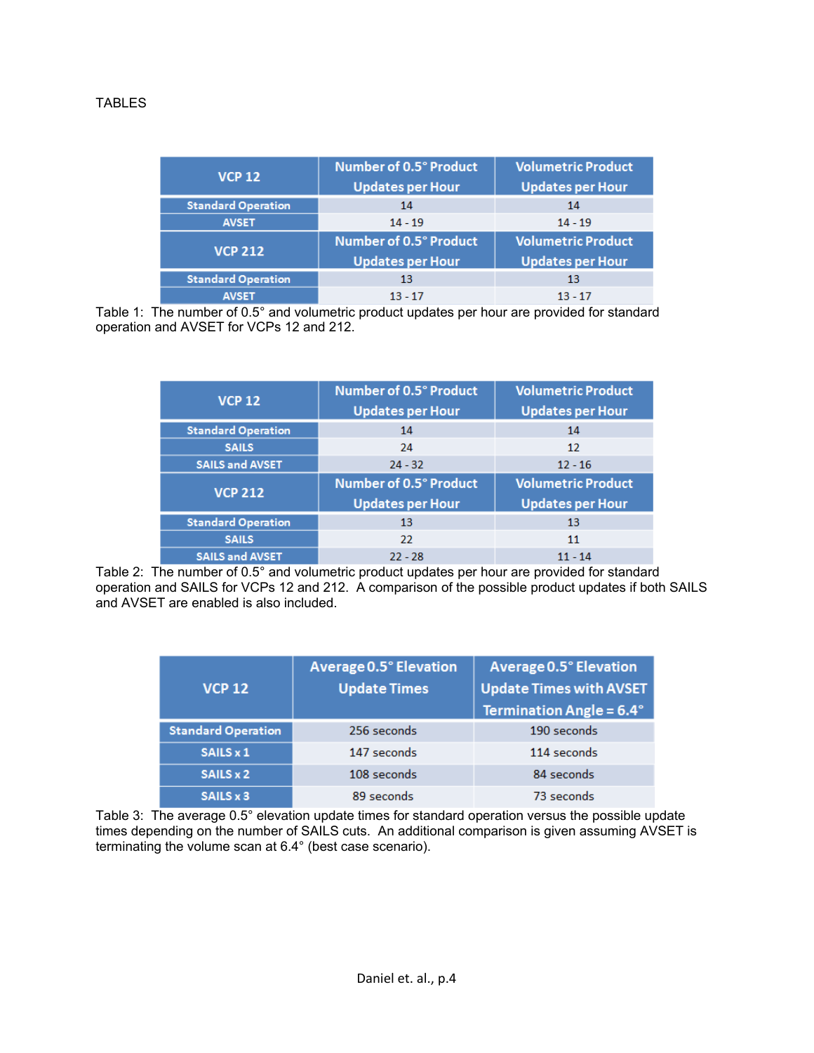TABLES

| VCP 12 | Number of 0.5° Product Updates per Hour | Volumetric Product Updates per Hour |
|---|---|---|
| Standard Operation | 14 | 14 |
| AVSET | 14 - 19 | 14 - 19 |
| **VCP 212** | **Number of 0.5° Product Updates per Hour** | **Volumetric Product Updates per Hour** |
| Standard Operation | 13 | 13 |
| AVSET | 13 - 17 | 13 - 17 |

Table 1: The number of 0.5° and volumetric product updates per hour are provided for standard operation and AVSET for VCPs 12 and 212.

| VCP 12 | Number of 0.5° Product Updates per Hour | Volumetric Product Updates per Hour |
|---|---|---|
| Standard Operation | 14 | 14 |
| SAILS | 24 | 12 |
| SAILS and AVSET | 24 - 32 | 12 - 16 |
| **VCP 212** | **Number of 0.5° Product Updates per Hour** | **Volumetric Product Updates per Hour** |
| Standard Operation | 13 | 13 |
| SAILS | 22 | 11 |
| SAILS and AVSET | 22 - 28 | 11 - 14 |

Table 2: The number of 0.5° and volumetric product updates per hour are provided for standard operation and SAILS for VCPs 12 and 212. A comparison of the possible product updates if both SAILS and AVSET are enabled is also included.

| VCP 12 | Average 0.5° Elevation Update Times | Average 0.5° Elevation Update Times with AVSET Termination Angle = 6.4° |
|---|---|---|
| Standard Operation | 256 seconds | 190 seconds |
| SAILS x 1 | 147 seconds | 114 seconds |
| SAILS x 2 | 108 seconds | 84 seconds |
| SAILS x 3 | 89 seconds | 73 seconds |

Table 3: The average 0.5° elevation update times for standard operation versus the possible update times depending on the number of SAILS cuts. An additional comparison is given assuming AVSET is terminating the volume scan at 6.4° (best case scenario).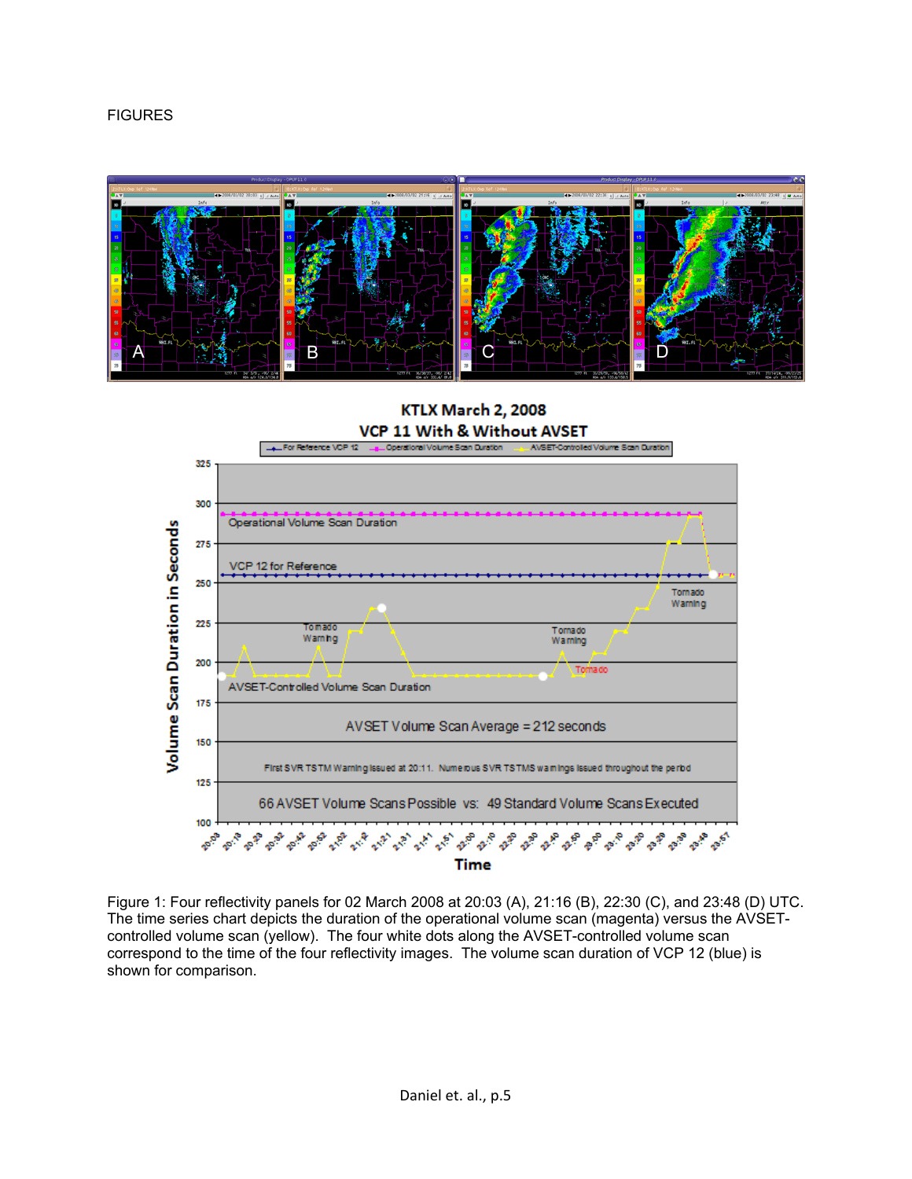FIGURES

Figure 1: Four reflectivity panels for 02 March 2008 at 20:03 (A), 21:16 (B), 22:30 (C), and 23:48 (D) UTC. The time series chart depicts the duration of the operational volume scan (magenta) versus the AVSET-controlled volume scan (yellow). The four white dots along the AVSET-controlled volume scan correspond to the time of the four reflectivity images. The volume scan duration of VCP 12 (blue) is shown for comparison.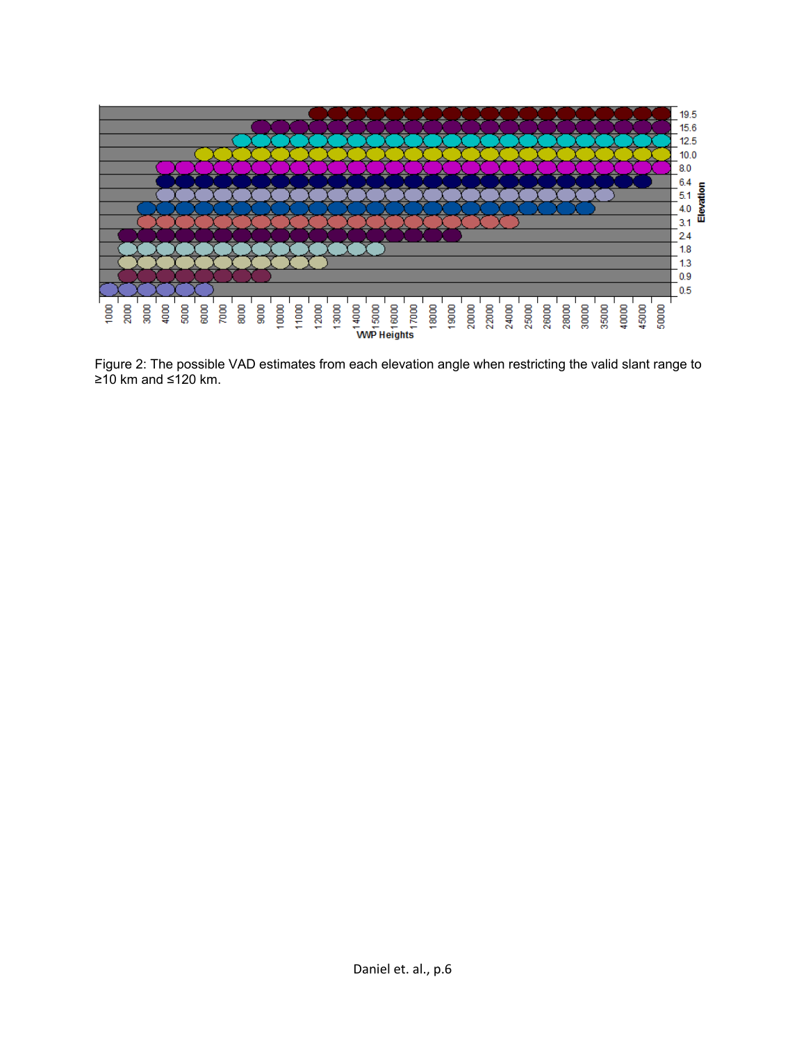Figure 2: The possible VAD estimates from each elevation angle when restricting the valid slant range to ≥10 km and ≤120 km.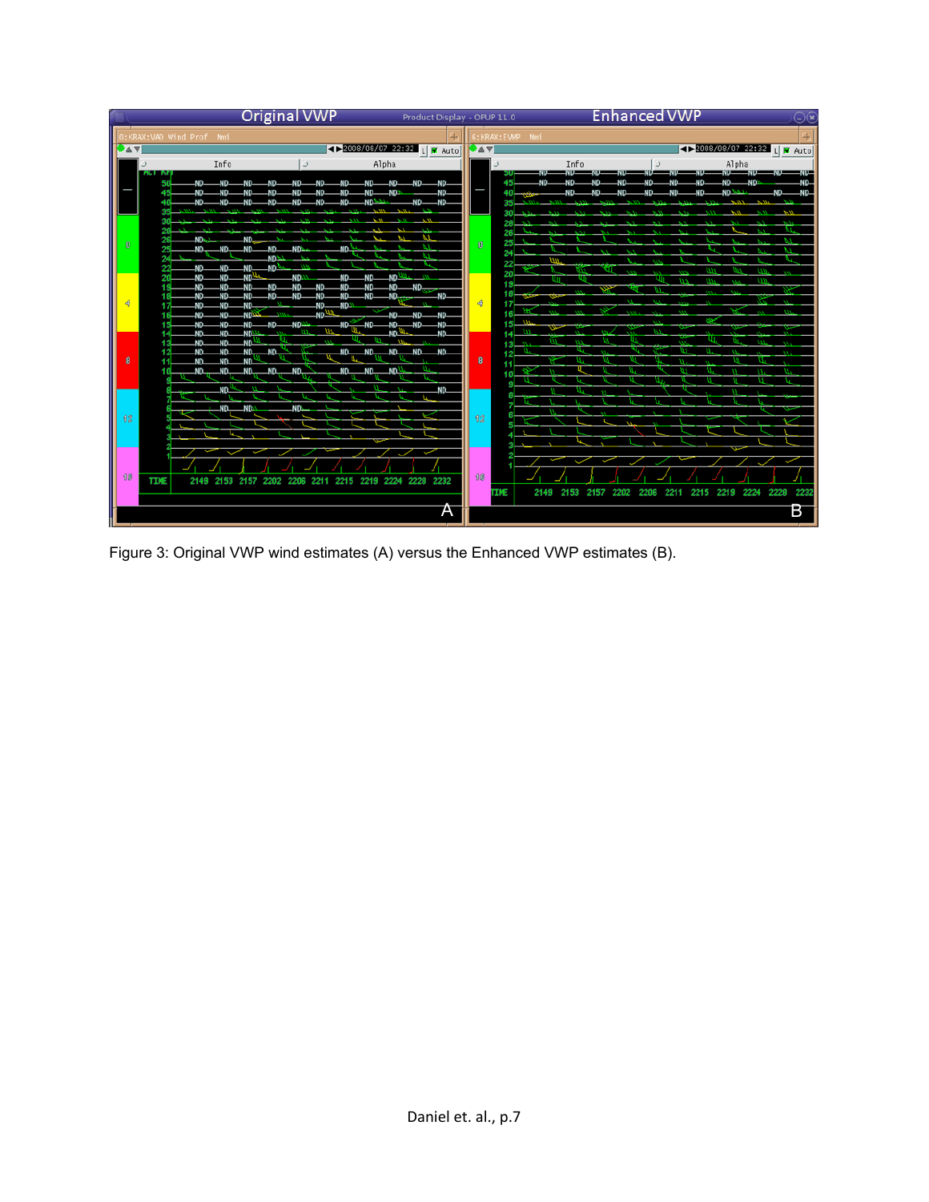Figure 3: Original VWP wind estimates (A) versus the Enhanced VWP estimates (B).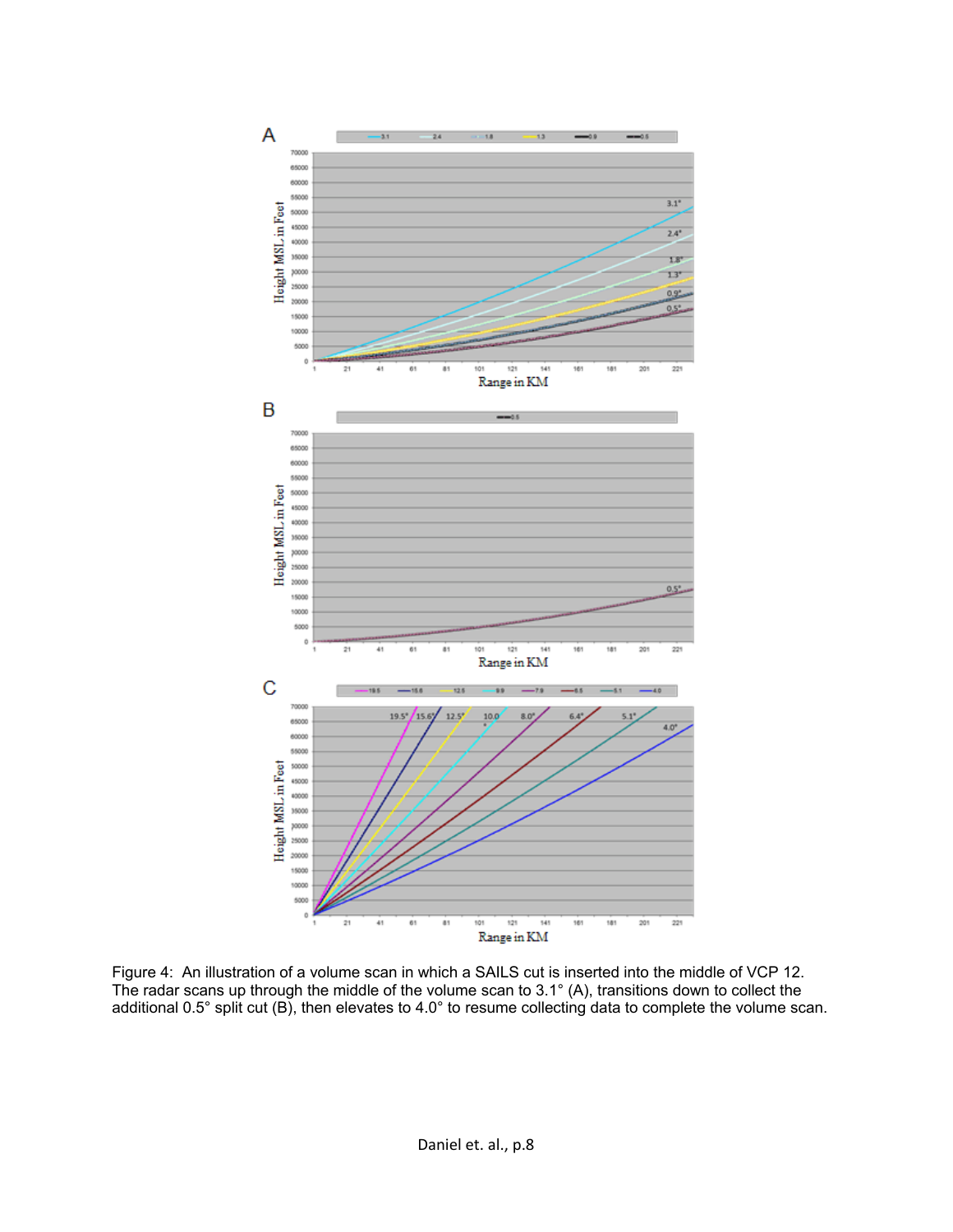Figure 4: An illustration of a volume scan in which a SAILS cut is inserted into the middle of VCP 12. The radar scans up through the middle of the volume scan to 3.1° (A), transitions down to collect the additional 0.5° split cut (B), then elevates to 4.0° to resume collecting data to complete the volume scan.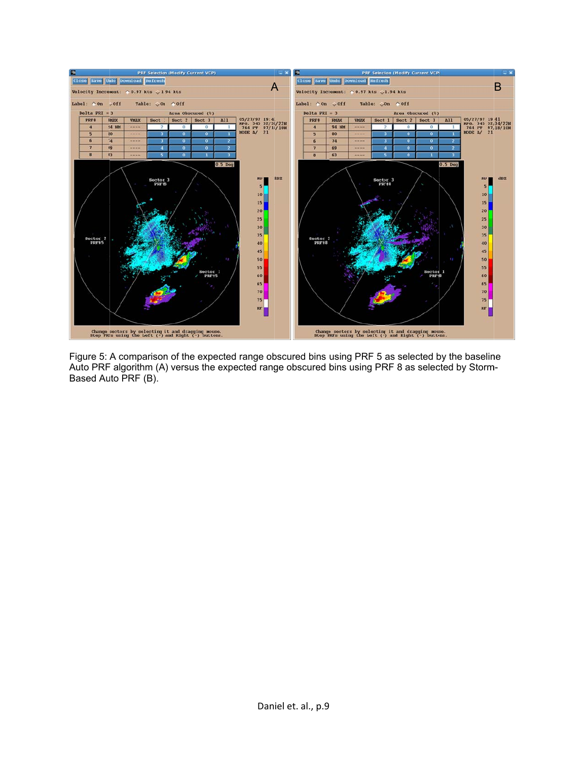Figure 5: A comparison of the expected range obscured bins using PRF 5 as selected by the baseline Auto PRF algorithm (A) versus the expected range obscured bins using PRF 8 as selected by Storm-Based Auto PRF (B).